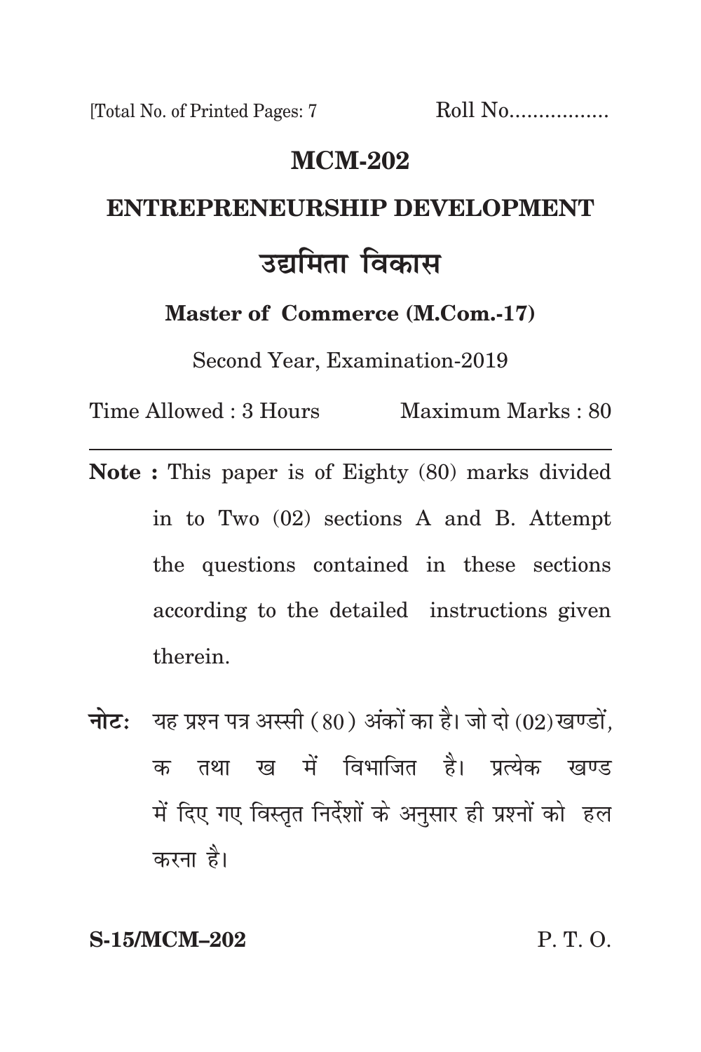[Total No. of Printed Pages: 7    Roll No.................

# MCM-202

## ENTREPRENEURSHIP DEVELOPMENT

## उद्यमिता विकास

**Master of Commerce (M.Com.-17)**

Second Year, Examination-2019

Time Allowed : 3 Hours    Maximum Marks : 80

---

**Note :** This paper is of Eighty (80) marks divided in to Two (02) sections A and B. Attempt the questions contained in these sections according to the detailed instructions given therein.

**नोटः** यह प्रश्न पत्र अस्सी (80) अंकों का है। जो दो (02) खण्डों, क तथा ख में विभाजित है। प्रत्येक खण्ड में दिए गए विस्तृत निर्देशों के अनुसार ही प्रश्नों को हल करना है।

S-15/MCM–202    P. T. O.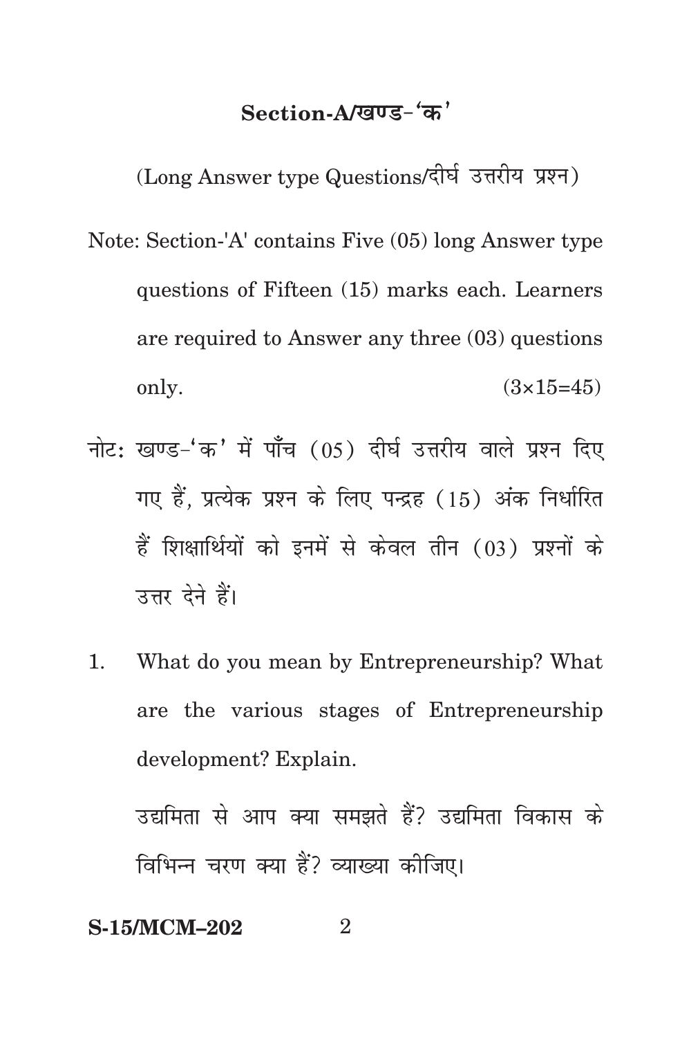## Section-A/खण्ड-'क'

(Long Answer type Questions/दीर्घ उत्तरीय प्रश्न)

Note: Section-'A' contains Five (05) long Answer type questions of Fifteen (15) marks each. Learners are required to Answer any three (03) questions only. (3×15=45)

नोट: खण्ड-'क' में पाँच (05) दीर्घ उत्तरीय वाले प्रश्न दिए गए हैं, प्रत्येक प्रश्न के लिए पन्द्रह (15) अंक निर्धारित हैं शिक्षार्थियों को इनमें से केवल तीन (03) प्रश्नों के उत्तर देने हैं।

1. What do you mean by Entrepreneurship? What are the various stages of Entrepreneurship development? Explain.

   उद्यमिता से आप क्या समझते हैं? उद्यमिता विकास के विभिन्न चरण क्या हैं? व्याख्या कीजिए।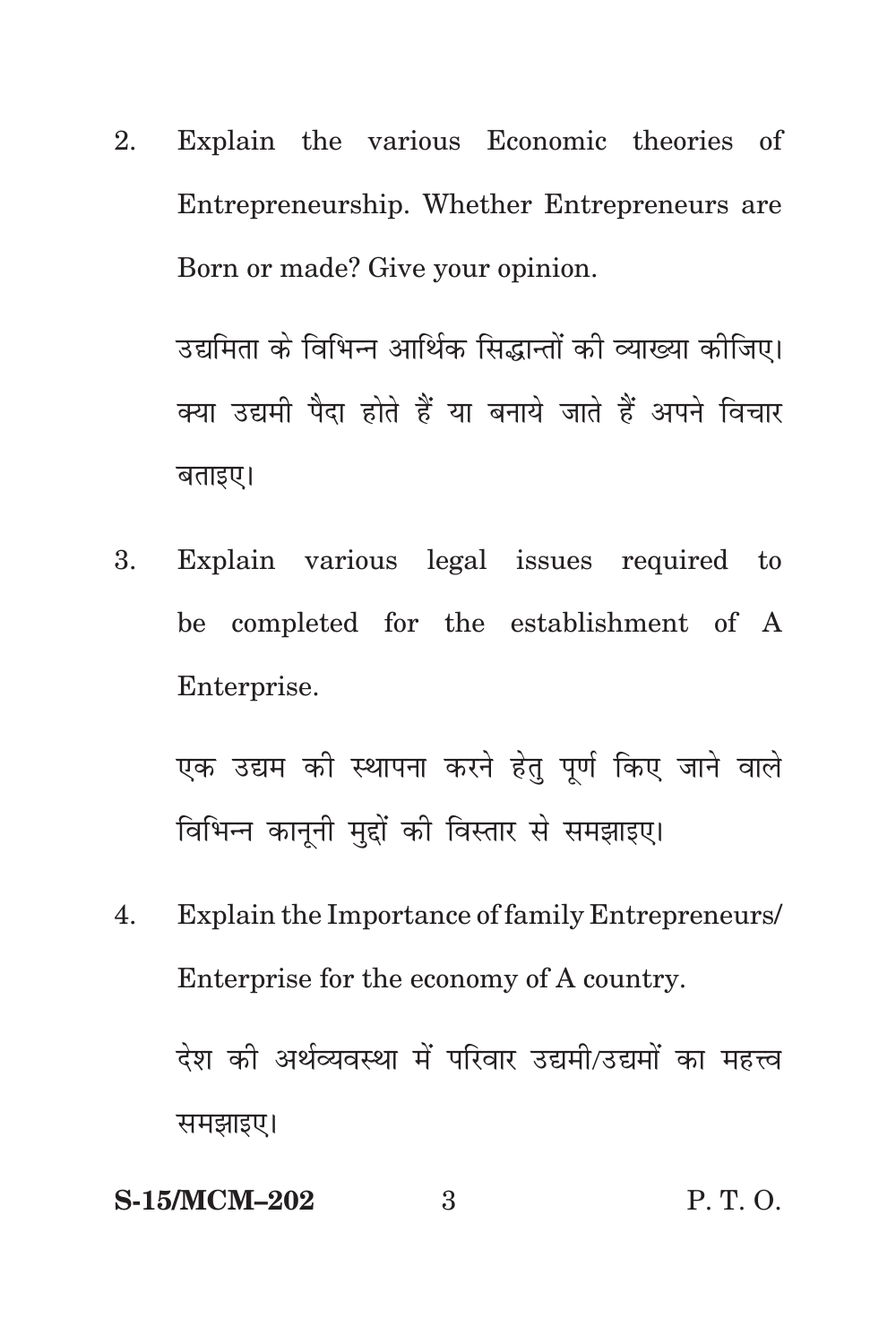2. Explain the various Economic theories of Entrepreneurship. Whether Entrepreneurs are Born or made? Give your opinion.

   उद्यमिता के विभिन्न आर्थिक सिद्धान्तों की व्याख्या कीजिए। क्या उद्यमी पैदा होते हैं या बनाये जाते हैं अपने विचार बताइए।

3. Explain various legal issues required to be completed for the establishment of A Enterprise.

   एक उद्यम की स्थापना करने हेतु पूर्ण किए जाने वाले विभिन्न कानूनी मुद्दों की विस्तार से समझाइए।

4. Explain the Importance of family Entrepreneurs/ Enterprise for the economy of A country.

   देश की अर्थव्यवस्था में परिवार उद्यमी/उद्यमों का महत्त्व समझाइए।

S-15/MCM–202 P. T. O.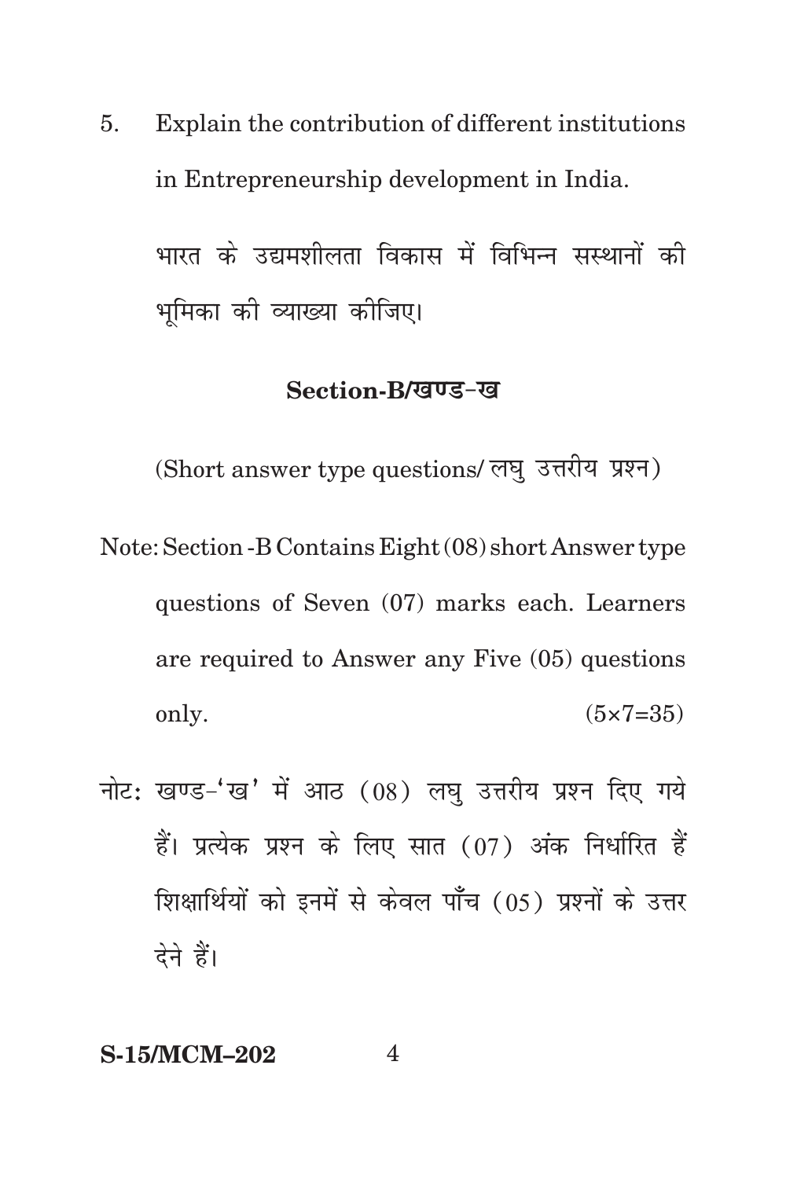5. Explain the contribution of different institutions in Entrepreneurship development in India.

   भारत के उद्यमशीलता विकास में विभिन्न सस्थानों की भूमिका की व्याख्या कीजिए।

## Section-B/खण्ड-ख

(Short answer type questions/ लघु उत्तरीय प्रश्न)

Note: Section -B Contains Eight (08) short Answer type questions of Seven (07) marks each. Learners are required to Answer any Five (05) questions only. (5×7=35)

नोट: खण्ड-'ख' में आठ (08) लघु उत्तरीय प्रश्न दिए गये हैं। प्रत्येक प्रश्न के लिए सात (07) अंक निर्धारित हैं शिक्षार्थियों को इनमें से केवल पाँच (05) प्रश्नों के उत्तर देने हैं।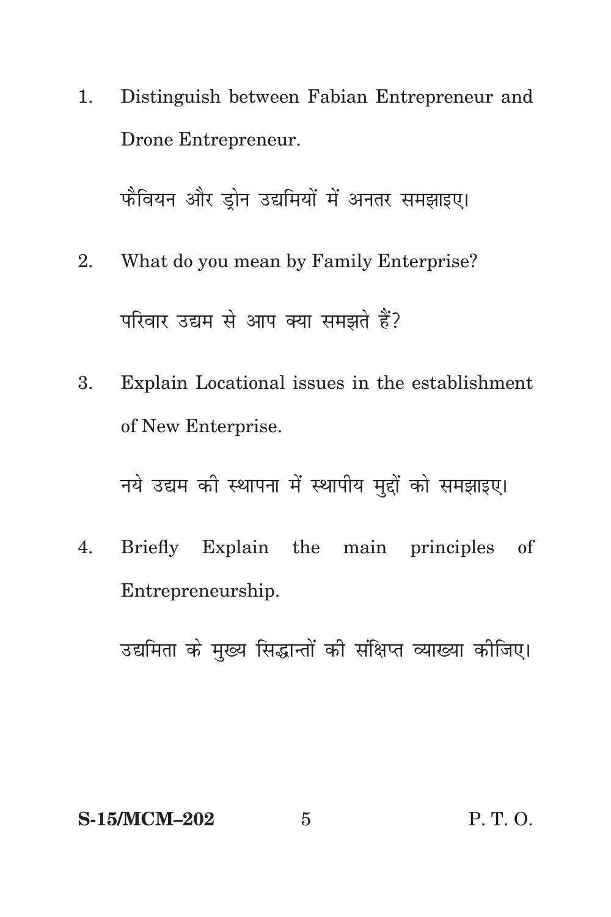1. Distinguish between Fabian Entrepreneur and Drone Entrepreneur.

   फैवियन और ड्रोन उद्यमियों में अनतर समझाइए।

2. What do you mean by Family Enterprise?

   परिवार उद्यम से आप क्या समझते हैं?

3. Explain Locational issues in the establishment of New Enterprise.

   नये उद्यम की स्थापना में स्थापीय मुद्दों को समझाइए।

4. Briefly Explain the main principles of Entrepreneurship.

   उद्यमिता के मुख्य सिद्धान्तों की संक्षिप्त व्याख्या कीजिए।

**S-15/MCM–202** P. T. O.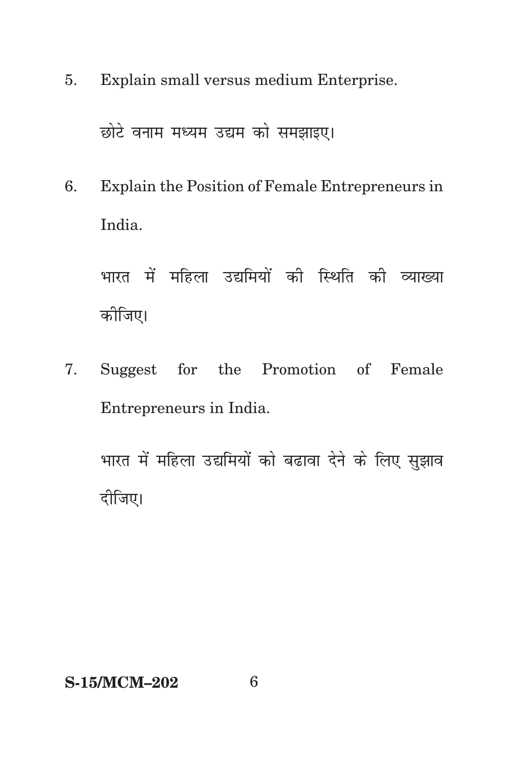5. Explain small versus medium Enterprise.

   छोटे वनाम मध्यम उद्यम को समझाइए।

6. Explain the Position of Female Entrepreneurs in India.

   भारत में महिला उद्यमियों की स्थिति की व्याख्या कीजिए।

7. Suggest for the Promotion of Female Entrepreneurs in India.

   भारत में महिला उद्यमियों को बढावा देने के लिए सुझाव दीजिए।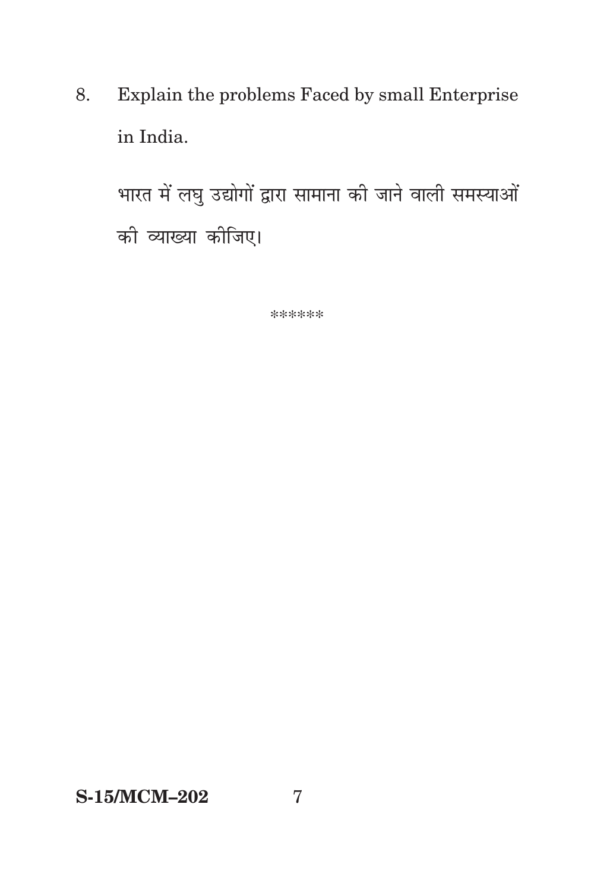8. Explain the problems Faced by small Enterprise in India.

भारत में लघु उद्योगों द्वारा सामाना की जाने वाली समस्याओं की व्याख्या कीजिए।

******